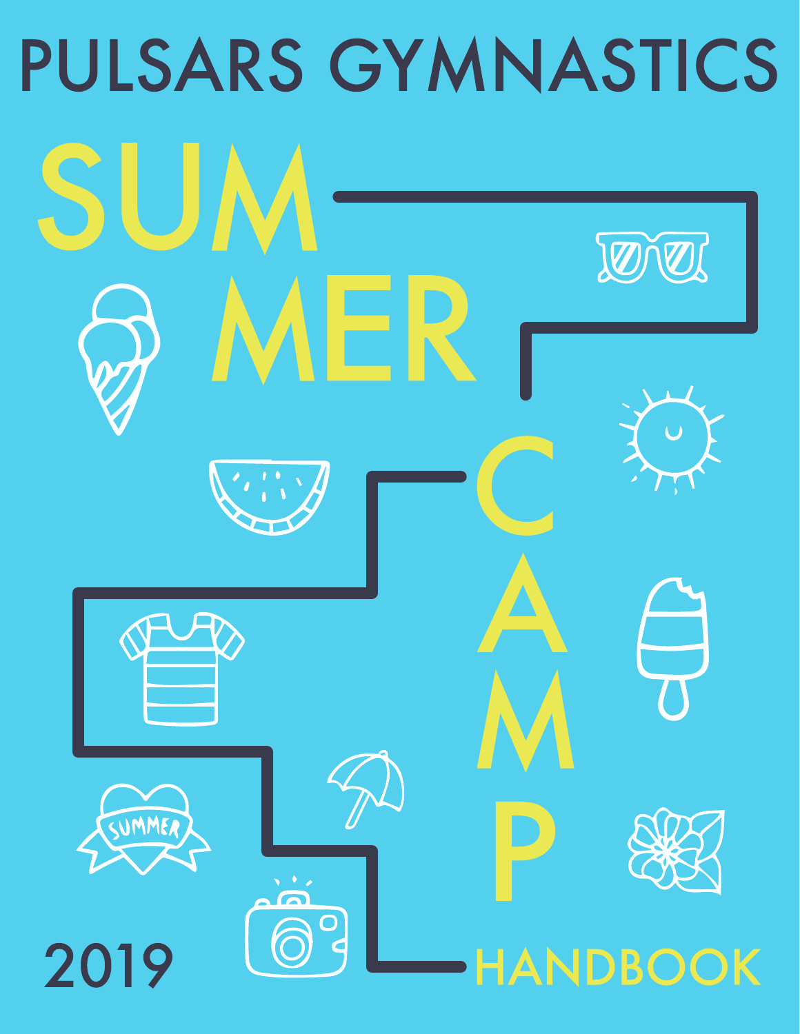# PULSARS GYMNASTICS

# SUMMER CAMP

## HANDBOOK

2019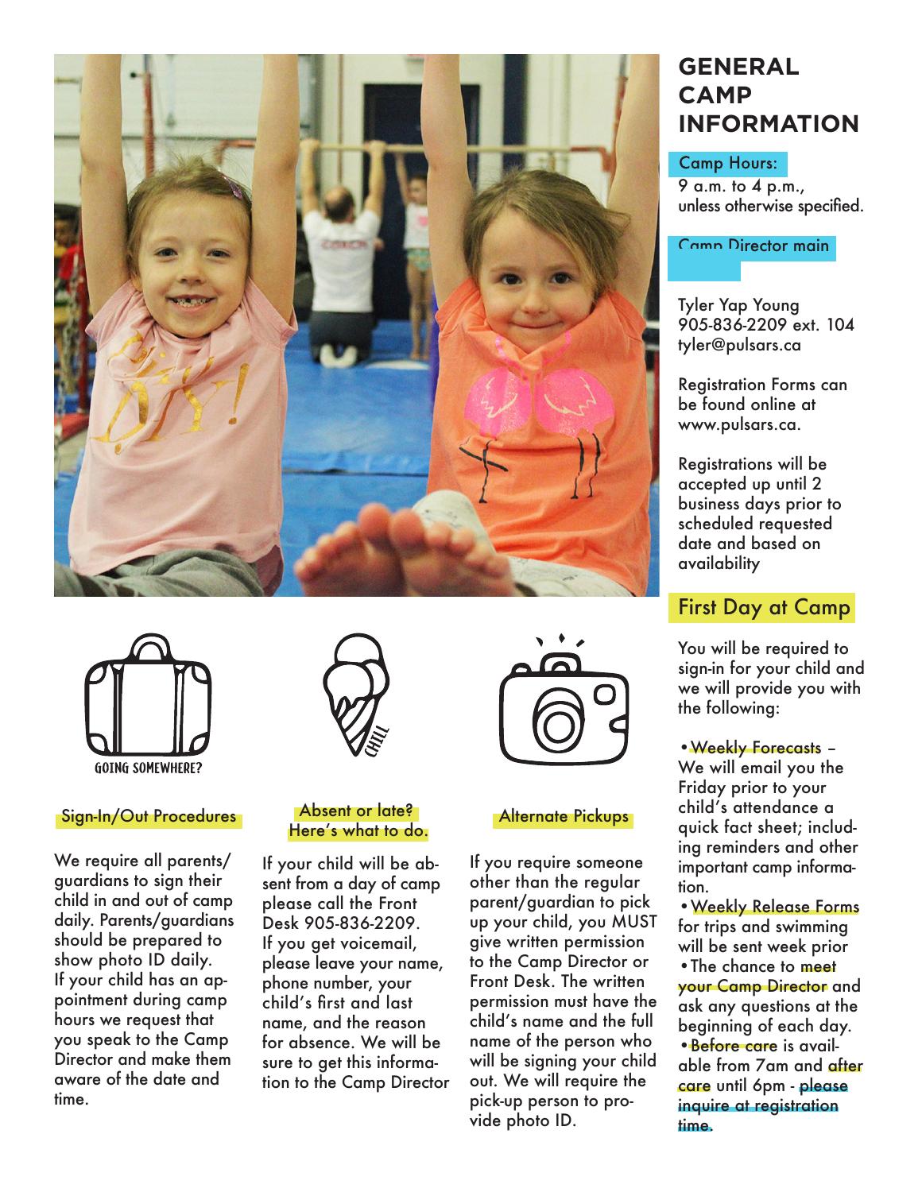# GENERAL CAMP INFORMATION

## Camp Hours:

9 a.m. to 4 p.m., unless otherwise specified.

## Camp Director main

Tyler Yap Young
905-836-2209 ext. 104
tyler@pulsars.ca

Registration Forms can be found online at www.pulsars.ca.

Registrations will be accepted up until 2 business days prior to scheduled requested date and based on availability

## First Day at Camp

You will be required to sign-in for your child and we will provide you with the following:

- Weekly Forecasts – We will email you the Friday prior to your child's attendance a quick fact sheet; including reminders and other important camp information.
- Weekly Release Forms for trips and swimming will be sent week prior
- The chance to meet your Camp Director and ask any questions at the beginning of each day.
- Before care is available from 7am and after care until 6pm - please inquire at registration time.

GOING SOMEWHERE?

CHILL

## Sign-In/Out Procedures

We require all parents/guardians to sign their child in and out of camp daily. Parents/guardians should be prepared to show photo ID daily. If your child has an appointment during camp hours we request that you speak to the Camp Director and make them aware of the date and time.

## Absent or late? Here's what to do.

If your child will be absent from a day of camp please call the Front Desk 905-836-2209. If you get voicemail, please leave your name, phone number, your child's first and last name, and the reason for absence. We will be sure to get this information to the Camp Director

## Alternate Pickups

If you require someone other than the regular parent/guardian to pick up your child, you MUST give written permission to the Camp Director or Front Desk. The written permission must have the child's name and the full name of the person who will be signing your child out. We will require the pick-up person to provide photo ID.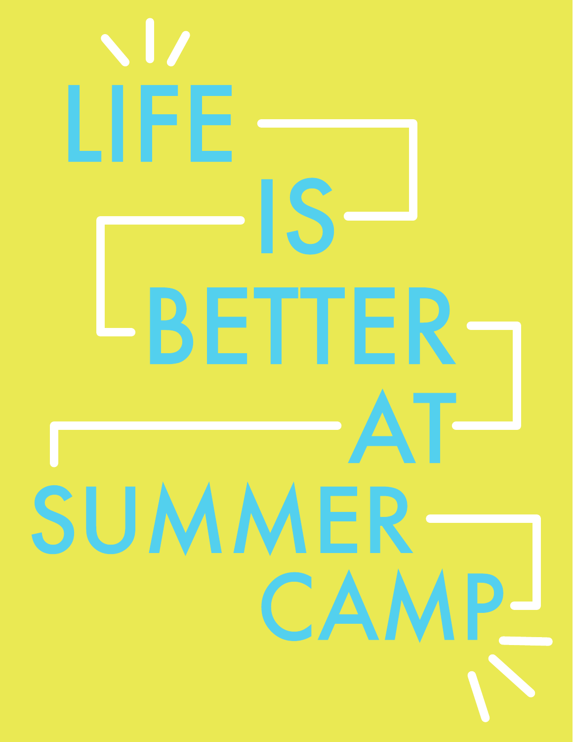# LIFE IS BETTER AT SUMMER CAMP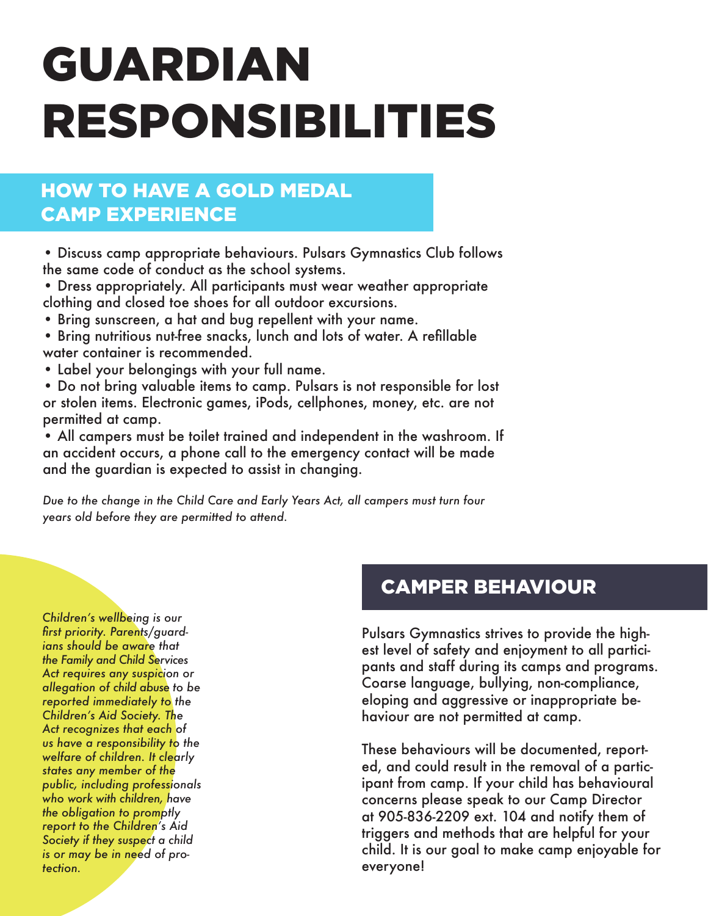# GUARDIAN RESPONSIBILITIES

## HOW TO HAVE A GOLD MEDAL CAMP EXPERIENCE

- Discuss camp appropriate behaviours. Pulsars Gymnastics Club follows the same code of conduct as the school systems.
- Dress appropriately. All participants must wear weather appropriate clothing and closed toe shoes for all outdoor excursions.
- Bring sunscreen, a hat and bug repellent with your name.
- Bring nutritious nut-free snacks, lunch and lots of water. A refillable water container is recommended.
- Label your belongings with your full name.
- Do not bring valuable items to camp. Pulsars is not responsible for lost or stolen items. Electronic games, iPods, cellphones, money, etc. are not permitted at camp.
- All campers must be toilet trained and independent in the washroom. If an accident occurs, a phone call to the emergency contact will be made and the guardian is expected to assist in changing.

*Due to the change in the Child Care and Early Years Act, all campers must turn four years old before they are permitted to attend.*

*Children's wellbeing is our first priority. Parents/guardians should be aware that the Family and Child Services Act requires any suspicion or allegation of child abuse to be reported immediately to the Children's Aid Society. The Act recognizes that each of us have a responsibility to the welfare of children. It clearly states any member of the public, including professionals who work with children, have the obligation to promptly report to the Children's Aid Society if they suspect a child is or may be in need of protection.*

## CAMPER BEHAVIOUR

Pulsars Gymnastics strives to provide the highest level of safety and enjoyment to all participants and staff during its camps and programs. Coarse language, bullying, non-compliance, eloping and aggressive or inappropriate behaviour are not permitted at camp.

These behaviours will be documented, reported, and could result in the removal of a participant from camp. If your child has behavioural concerns please speak to our Camp Director at 905-836-2209 ext. 104 and notify them of triggers and methods that are helpful for your child. It is our goal to make camp enjoyable for everyone!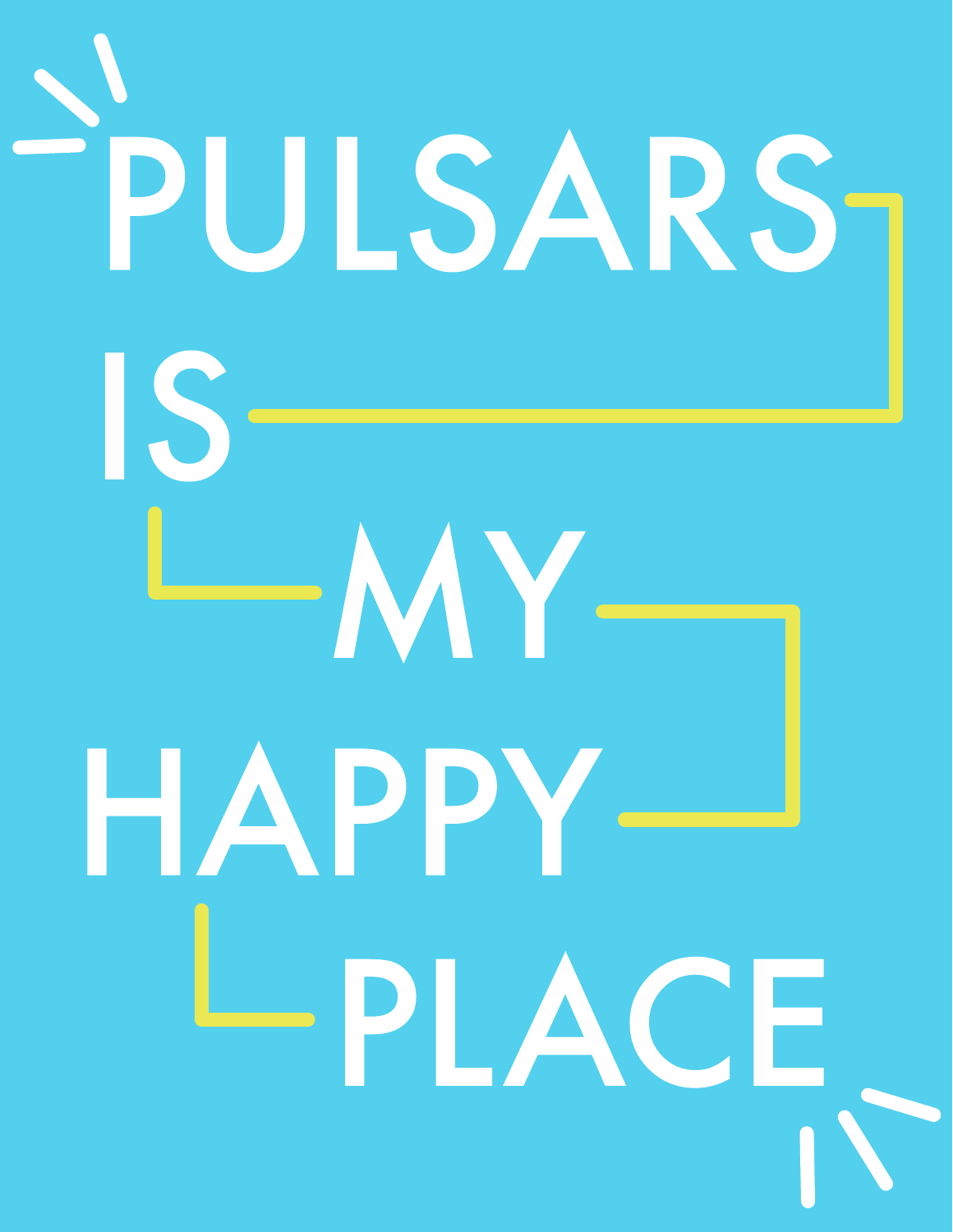# PULSARS IS MY HAPPY PLACE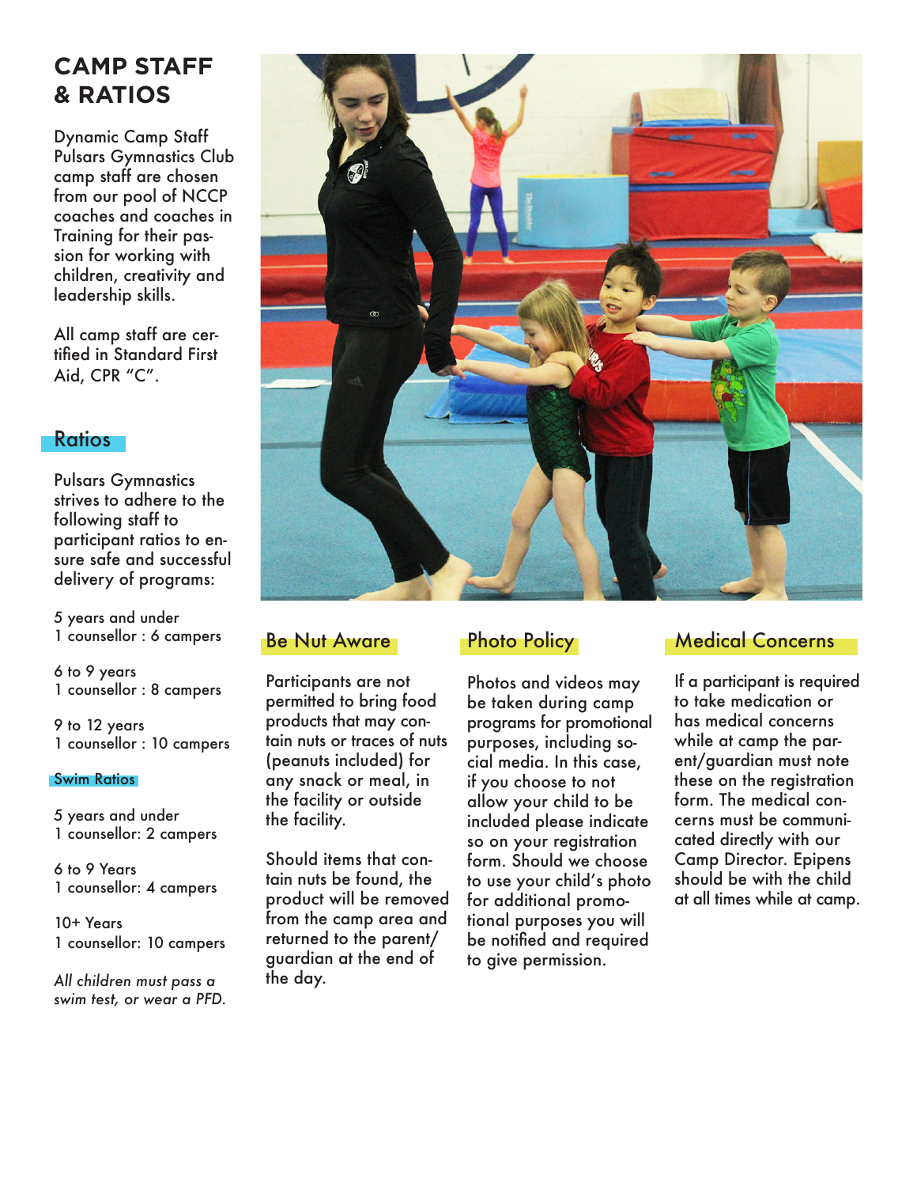# CAMP STAFF & RATIOS

Dynamic Camp Staff
Pulsars Gymnastics Club camp staff are chosen from our pool of NCCP coaches and coaches in Training for their passion for working with children, creativity and leadership skills.

All camp staff are certified in Standard First Aid, CPR "C".

## Ratios

Pulsars Gymnastics strives to adhere to the following staff to participant ratios to ensure safe and successful delivery of programs:

5 years and under
1 counsellor : 6 campers

6 to 9 years
1 counsellor : 8 campers

9 to 12 years
1 counsellor : 10 campers

### Swim Ratios

5 years and under
1 counsellor: 2 campers

6 to 9 Years
1 counsellor: 4 campers

10+ Years
1 counsellor: 10 campers

*All children must pass a swim test, or wear a PFD.*

## Be Nut Aware

Participants are not permitted to bring food products that may contain nuts or traces of nuts (peanuts included) for any snack or meal, in the facility or outside the facility.

Should items that contain nuts be found, the product will be removed from the camp area and returned to the parent/guardian at the end of the day.

## Photo Policy

Photos and videos may be taken during camp programs for promotional purposes, including social media. In this case, if you choose to not allow your child to be included please indicate so on your registration form. Should we choose to use your child's photo for additional promotional purposes you will be notified and required to give permission.

## Medical Concerns

If a participant is required to take medication or has medical concerns while at camp the parent/guardian must note these on the registration form. The medical concerns must be communicated directly with our Camp Director. Epipens should be with the child at all times while at camp.